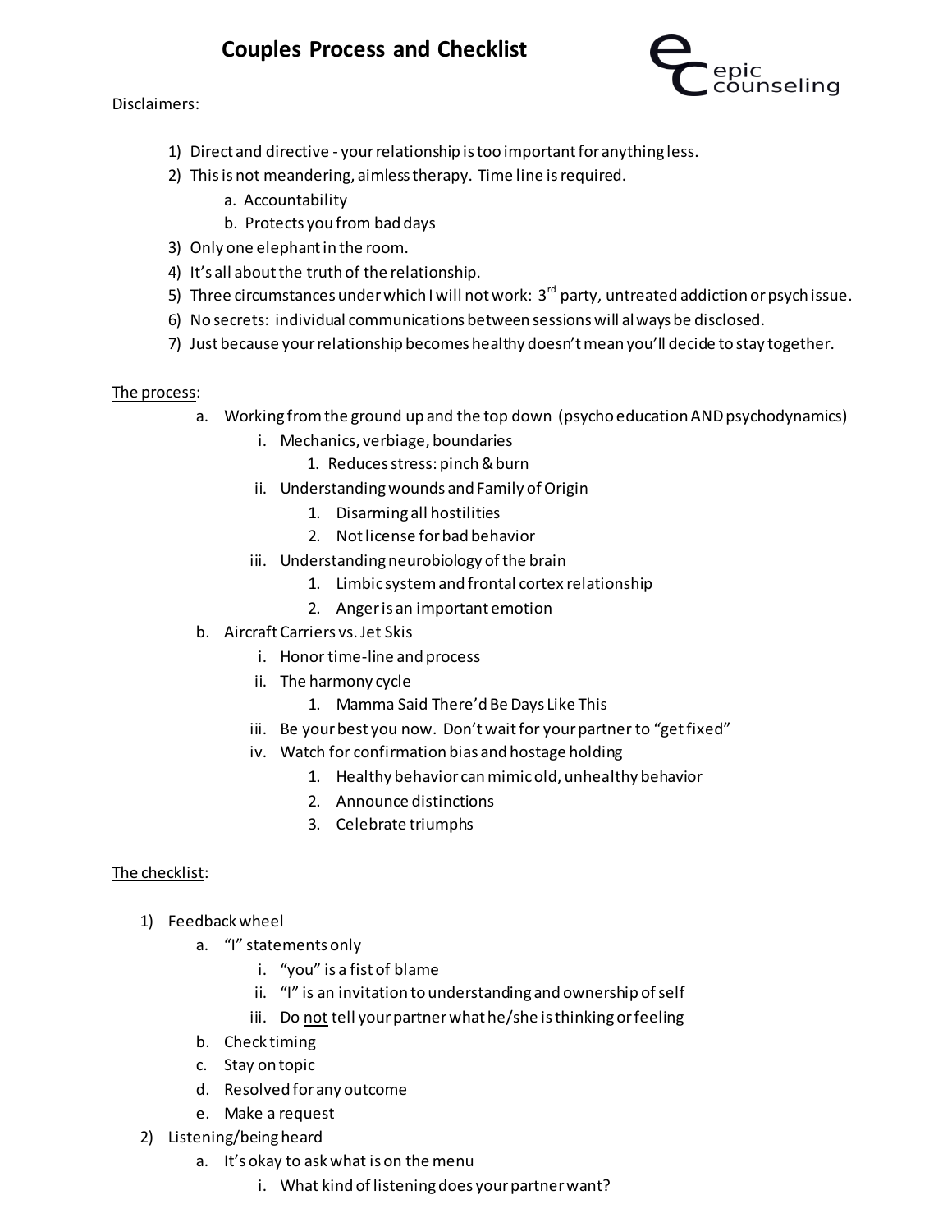# Couples Process and Checklist

epic counseling

<u>Disclaimers</u>:

1) Direct and directive - your relationship is too important for anything less.
2) This is not meandering, aimless therapy. Time line is required.
   a. Accountability
   b. Protects you from bad days
3) Only one elephant in the room.
4) It's all about the truth of the relationship.
5) Three circumstances under which I will not work: 3rd party, untreated addiction or psych issue.
6) No secrets: individual communications between sessions will always be disclosed.
7) Just because your relationship becomes healthy doesn't mean you'll decide to stay together.

<u>The process</u>:

a. Working from the ground up and the top down (psycho education AND psychodynamics)
   i. Mechanics, verbiage, boundaries
      1. Reduces stress: pinch & burn
   ii. Understanding wounds and Family of Origin
      1. Disarming all hostilities
      2. Not license for bad behavior
   iii. Understanding neurobiology of the brain
      1. Limbic system and frontal cortex relationship
      2. Anger is an important emotion
b. Aircraft Carriers vs. Jet Skis
   i. Honor time-line and process
   ii. The harmony cycle
      1. Mamma Said There'd Be Days Like This
   iii. Be your best you now. Don't wait for your partner to "get fixed"
   iv. Watch for confirmation bias and hostage holding
      1. Healthy behavior can mimic old, unhealthy behavior
      2. Announce distinctions
      3. Celebrate triumphs

<u>The checklist</u>:

1) Feedback wheel
   a. "I" statements only
      i. "you" is a fist of blame
      ii. "I" is an invitation to understanding and ownership of self
      iii. Do <u>not</u> tell your partner what he/she is thinking or feeling
   b. Check timing
   c. Stay on topic
   d. Resolved for any outcome
   e. Make a request
2) Listening/being heard
   a. It's okay to ask what is on the menu
      i. What kind of listening does your partner want?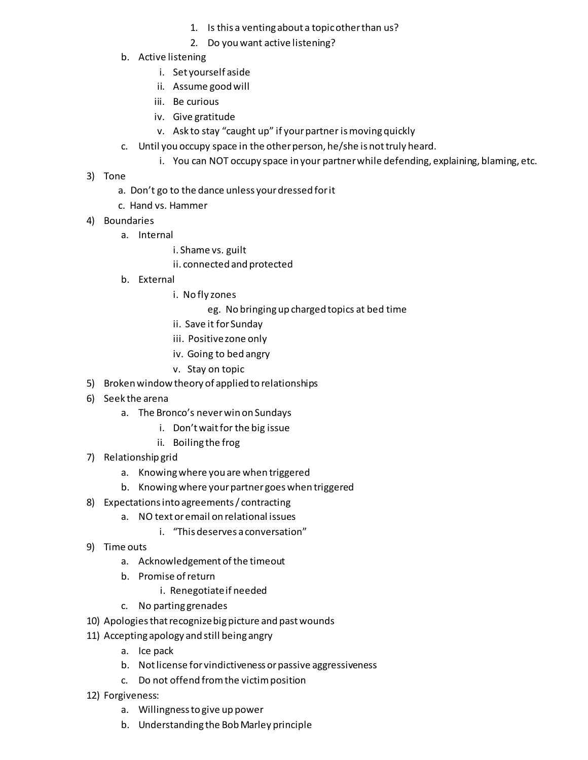1. Is this a venting about a topic other than us?
            2. Do you want active listening?
    - b. Active listening
        - i. Set yourself aside
        - ii. Assume good will
        - iii. Be curious
        - iv. Give gratitude
        - v. Ask to stay "caught up" if your partner is moving quickly
    - c. Until you occupy space in the other person, he/she is not truly heard.
        - i. You can NOT occupy space in your partner while defending, explaining, blaming, etc.

3) Tone
    - a. Don't go to the dance unless your dressed for it
    - c. Hand vs. Hammer

4) Boundaries
    - a. Internal
        - i. Shame vs. guilt
        - ii. connected and protected
    - b. External
        - i. No fly zones
            - eg. No bringing up charged topics at bed time
        - ii. Save it for Sunday
        - iii. Positive zone only
        - iv. Going to bed angry
        - v. Stay on topic

5) Broken window theory of applied to relationships

6) Seek the arena
    - a. The Bronco's never win on Sundays
        - i. Don't wait for the big issue
        - ii. Boiling the frog

7) Relationship grid
    - a. Knowing where you are when triggered
    - b. Knowing where your partner goes when triggered

8) Expectations into agreements / contracting
    - a. NO text or email on relational issues
        - i. "This deserves a conversation"

9) Time outs
    - a. Acknowledgement of the timeout
    - b. Promise of return
        - i. Renegotiate if needed
    - c. No parting grenades

10) Apologies that recognize big picture and past wounds

11) Accepting apology and still being angry
    - a. Ice pack
    - b. Not license for vindictiveness or passive aggressiveness
    - c. Do not offend from the victim position

12) Forgiveness:
    - a. Willingness to give up power
    - b. Understanding the Bob Marley principle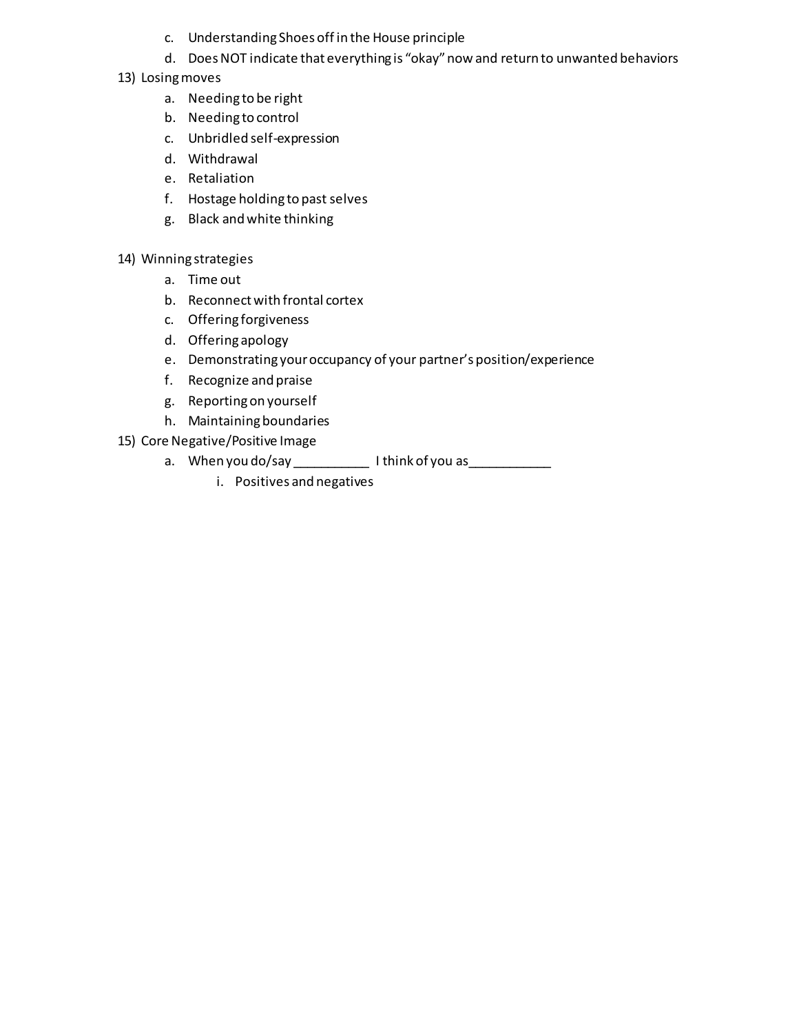c. Understanding Shoes off in the House principle
   d. Does NOT indicate that everything is "okay" now and return to unwanted behaviors

13) Losing moves
   a. Needing to be right
   b. Needing to control
   c. Unbridled self-expression
   d. Withdrawal
   e. Retaliation
   f. Hostage holding to past selves
   g. Black and white thinking

14) Winning strategies
   a. Time out
   b. Reconnect with frontal cortex
   c. Offering forgiveness
   d. Offering apology
   e. Demonstrating your occupancy of your partner's position/experience
   f. Recognize and praise
   g. Reporting on yourself
   h. Maintaining boundaries

15) Core Negative/Positive Image
   a. When you do/say ___________ I think of you as ____________
      i. Positives and negatives